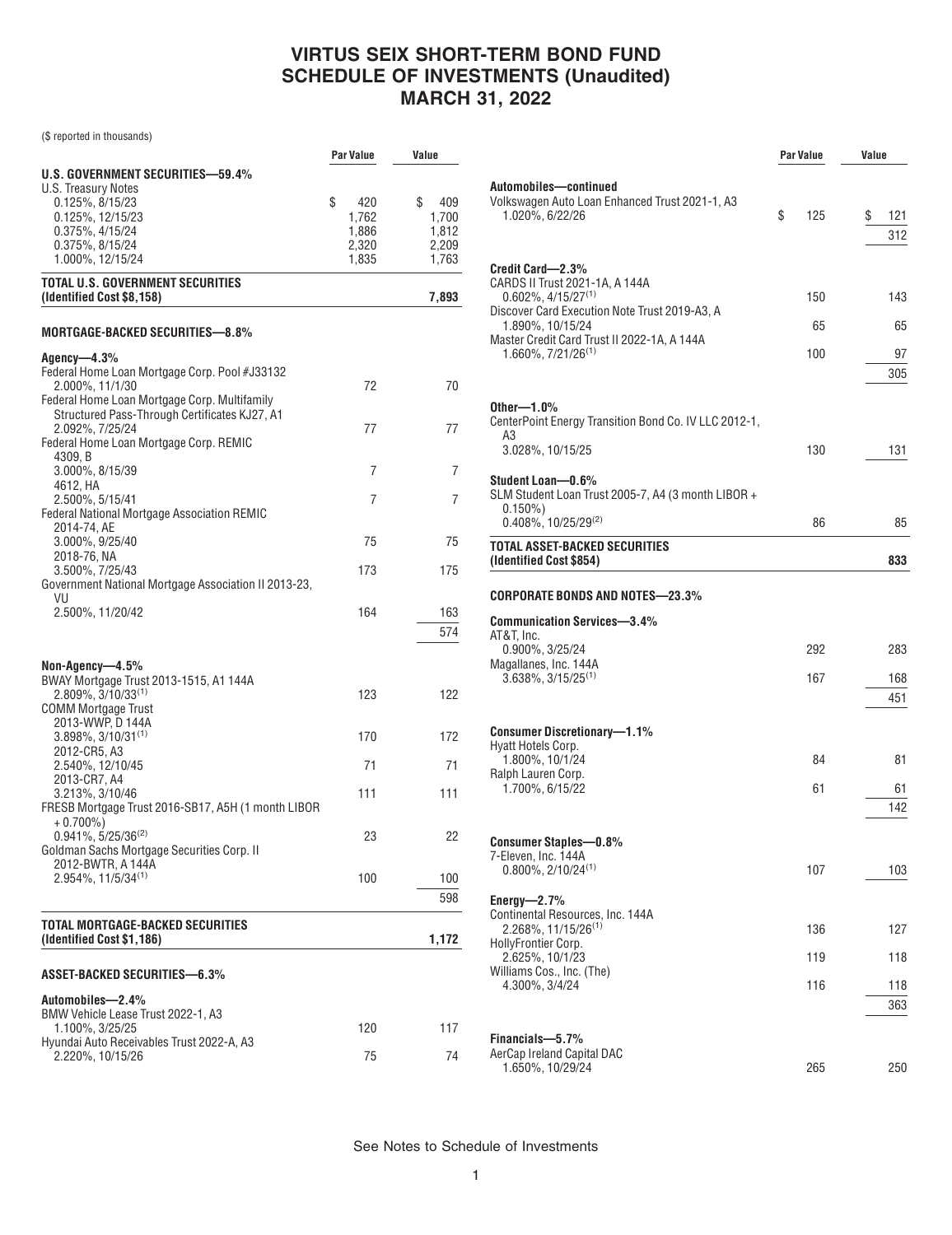# VIRTUS SEIX SHORT-TERM BOND FUND
# SCHEDULE OF INVESTMENTS (Unaudited)
# MARCH 31, 2022

($ reported in thousands)

| | Par Value | Value |
|---|---|---|
| **U.S. GOVERNMENT SECURITIES—59.4%** | | |
| U.S. Treasury Notes | | |
| 0.125%, 8/15/23 | $ 420 | $ 409 |
| 0.125%, 12/15/23 | 1,762 | 1,700 |
| 0.375%, 4/15/24 | 1,886 | 1,812 |
| 0.375%, 8/15/24 | 2,320 | 2,209 |
| 1.000%, 12/15/24 | 1,835 | 1,763 |
| **TOTAL U.S. GOVERNMENT SECURITIES (Identified Cost $8,158)** | | **7,893** |
| **MORTGAGE-BACKED SECURITIES—8.8%** | | |
| **Agency—4.3%** | | |
| Federal Home Loan Mortgage Corp. Pool #J33132 | | |
| 2.000%, 11/1/30 | 72 | 70 |
| Federal Home Loan Mortgage Corp. Multifamily Structured Pass-Through Certificates KJ27, A1 | | |
| 2.092%, 7/25/24 | 77 | 77 |
| Federal Home Loan Mortgage Corp. REMIC | | |
| 4309, B | | |
| 3.000%, 8/15/39 | 7 | 7 |
| 4612, HA | | |
| 2.500%, 5/15/41 | 7 | 7 |
| Federal National Mortgage Association REMIC | | |
| 2014-74, AE | | |
| 3.000%, 9/25/40 | 75 | 75 |
| 2018-76, NA | | |
| 3.500%, 7/25/43 | 173 | 175 |
| Government National Mortgage Association II 2013-23, VU | | |
| 2.500%, 11/20/42 | 164 | 163 |
| | | 574 |
| **Non-Agency—4.5%** | | |
| BWAY Mortgage Trust 2013-1515, A1 144A | | |
| 2.809%, 3/10/33[(1)] | 123 | 122 |
| COMM Mortgage Trust | | |
| 2013-WWP, D 144A | | |
| 3.898%, 3/10/31[(1)] | 170 | 172 |
| 2012-CR5, A3 | | |
| 2.540%, 12/10/45 | 71 | 71 |
| 2013-CR7, A4 | | |
| 3.213%, 3/10/46 | 111 | 111 |
| FRESB Mortgage Trust 2016-SB17, A5H (1 month LIBOR + 0.700%) | | |
| 0.941%, 5/25/36[(2)] | 23 | 22 |
| Goldman Sachs Mortgage Securities Corp. II | | |
| 2012-BWTR, A 144A | | |
| 2.954%, 11/5/34[(1)] | 100 | 100 |
| | | 598 |
| **TOTAL MORTGAGE-BACKED SECURITIES (Identified Cost $1,186)** | | **1,172** |
| **ASSET-BACKED SECURITIES—6.3%** | | |
| **Automobiles—2.4%** | | |
| BMW Vehicle Lease Trust 2022-1, A3 | | |
| 1.100%, 3/25/25 | 120 | 117 |
| Hyundai Auto Receivables Trust 2022-A, A3 | | |
| 2.220%, 10/15/26 | 75 | 74 |
| **Automobiles—continued** | | |
| Volkswagen Auto Loan Enhanced Trust 2021-1, A3 | | |
| 1.020%, 6/22/26 | $ 125 | $ 121 |
| | | 312 |
| **Credit Card—2.3%** | | |
| CARDS II Trust 2021-1A, A 144A | | |
| 0.602%, 4/15/27[(1)] | 150 | 143 |
| Discover Card Execution Note Trust 2019-A3, A | | |
| 1.890%, 10/15/24 | 65 | 65 |
| Master Credit Card Trust II 2022-1A, A 144A | | |
| 1.660%, 7/21/26[(1)] | 100 | 97 |
| | | 305 |
| **Other—1.0%** | | |
| CenterPoint Energy Transition Bond Co. IV LLC 2012-1, A3 | | |
| 3.028%, 10/15/25 | 130 | 131 |
| **Student Loan—0.6%** | | |
| SLM Student Loan Trust 2005-7, A4 (3 month LIBOR + 0.150%) | | |
| 0.408%, 10/25/29[(2)] | 86 | 85 |
| **TOTAL ASSET-BACKED SECURITIES (Identified Cost $854)** | | **833** |
| **CORPORATE BONDS AND NOTES—23.3%** | | |
| **Communication Services—3.4%** | | |
| AT&T, Inc. | | |
| 0.900%, 3/25/24 | 292 | 283 |
| Magallanes, Inc. 144A | | |
| 3.638%, 3/15/25[(1)] | 167 | 168 |
| | | 451 |
| **Consumer Discretionary—1.1%** | | |
| Hyatt Hotels Corp. | | |
| 1.800%, 10/1/24 | 84 | 81 |
| Ralph Lauren Corp. | | |
| 1.700%, 6/15/22 | 61 | 61 |
| | | 142 |
| **Consumer Staples—0.8%** | | |
| 7-Eleven, Inc. 144A | | |
| 0.800%, 2/10/24[(1)] | 107 | 103 |
| **Energy—2.7%** | | |
| Continental Resources, Inc. 144A | | |
| 2.268%, 11/15/26[(1)] | 136 | 127 |
| HollyFrontier Corp. | | |
| 2.625%, 10/1/23 | 119 | 118 |
| Williams Cos., Inc. (The) | | |
| 4.300%, 3/4/24 | 116 | 118 |
| | | 363 |
| **Financials—5.7%** | | |
| AerCap Ireland Capital DAC | | |
| 1.650%, 10/29/24 | 265 | 250 |

See Notes to Schedule of Investments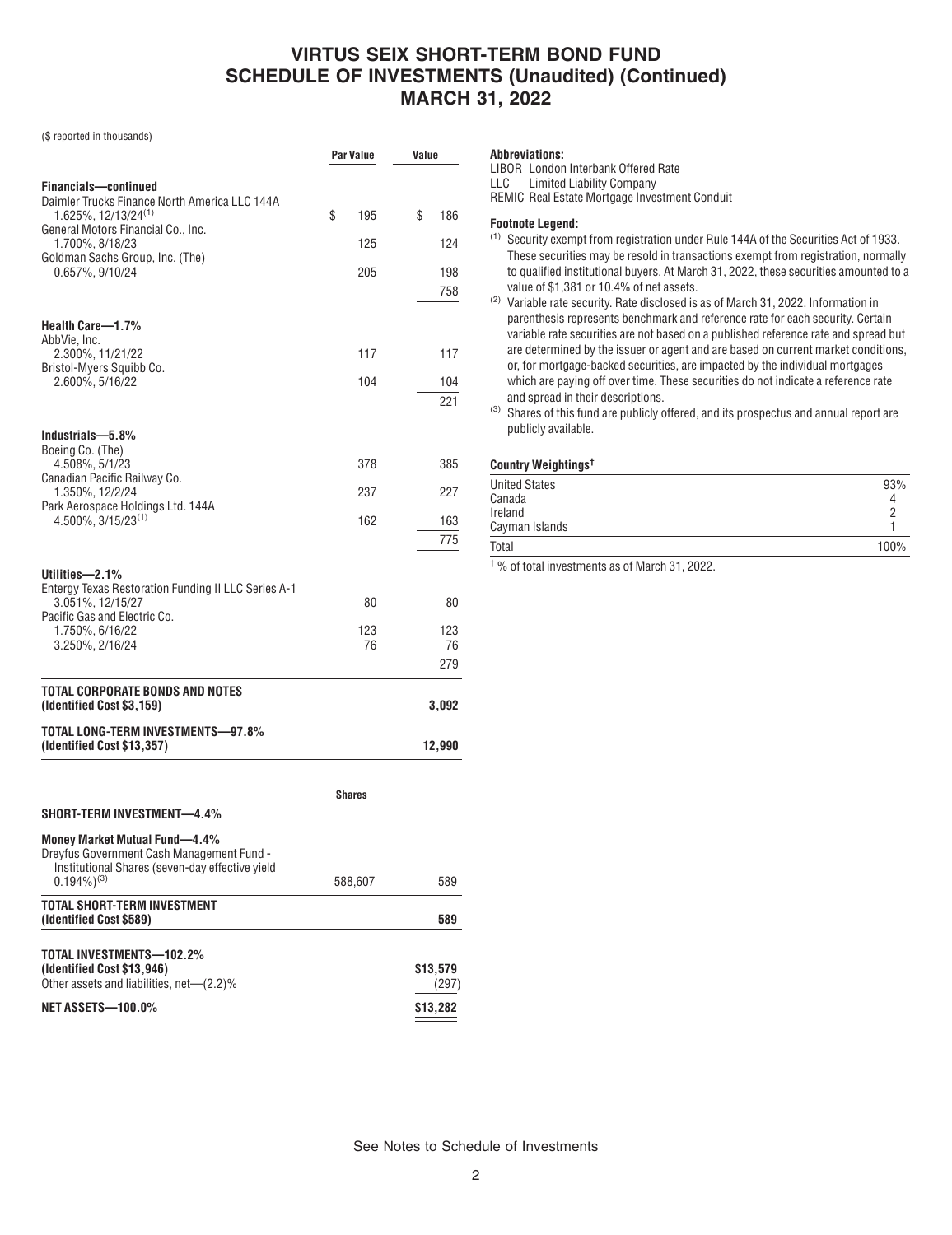# VIRTUS SEIX SHORT-TERM BOND FUND
## SCHEDULE OF INVESTMENTS (Unaudited) (Continued)
## MARCH 31, 2022

($ reported in thousands)

| | Par Value | Value |
|---|---|---|
| **Financials—continued** | | |
| Daimler Trucks Finance North America LLC 144A 1.625%, 12/13/24[1] | $ 195 | $ 186 |
| General Motors Financial Co., Inc. 1.700%, 8/18/23 | 125 | 124 |
| Goldman Sachs Group, Inc. (The) 0.657%, 9/10/24 | 205 | 198 |
| | | 758 |
| **Health Care—1.7%** | | |
| AbbVie, Inc. 2.300%, 11/21/22 | 117 | 117 |
| Bristol-Myers Squibb Co. 2.600%, 5/16/22 | 104 | 104 |
| | | 221 |
| **Industrials—5.8%** | | |
| Boeing Co. (The) 4.508%, 5/1/23 | 378 | 385 |
| Canadian Pacific Railway Co. 1.350%, 12/2/24 | 237 | 227 |
| Park Aerospace Holdings Ltd. 144A 4.500%, 3/15/23[1] | 162 | 163 |
| | | 775 |
| **Utilities—2.1%** | | |
| Entergy Texas Restoration Funding II LLC Series A-1 3.051%, 12/15/27 | 80 | 80 |
| Pacific Gas and Electric Co. 1.750%, 6/16/22 | 123 | 123 |
| 3.250%, 2/16/24 | 76 | 76 |
| | | 279 |
| **TOTAL CORPORATE BONDS AND NOTES (Identified Cost $3,159)** | | **3,092** |
| **TOTAL LONG-TERM INVESTMENTS—97.8% (Identified Cost $13,357)** | | **12,990** |

| | Shares | |
|---|---|---|
| **SHORT-TERM INVESTMENT—4.4%** | | |
| **Money Market Mutual Fund—4.4%** | | |
| Dreyfus Government Cash Management Fund - Institutional Shares (seven-day effective yield 0.194%)[3] | 588,607 | 589 |
| **TOTAL SHORT-TERM INVESTMENT (Identified Cost $589)** | | **589** |
| **TOTAL INVESTMENTS—102.2% (Identified Cost $13,946)** | | **$13,579** |
| Other assets and liabilities, net—(2.2)% | | (297) |
| **NET ASSETS—100.0%** | | **$13,282** |

**Abbreviations:**

LIBOR London Interbank Offered Rate
LLC Limited Liability Company
REMIC Real Estate Mortgage Investment Conduit

**Footnote Legend:**

[1] Security exempt from registration under Rule 144A of the Securities Act of 1933. These securities may be resold in transactions exempt from registration, normally to qualified institutional buyers. At March 31, 2022, these securities amounted to a value of $1,381 or 10.4% of net assets.

[2] Variable rate security. Rate disclosed is as of March 31, 2022. Information in parenthesis represents benchmark and reference rate for each security. Certain variable rate securities are not based on a published reference rate and spread but are determined by the issuer or agent and are based on current market conditions, or, for mortgage-backed securities, are impacted by the individual mortgages which are paying off over time. These securities do not indicate a reference rate and spread in their descriptions.

[3] Shares of this fund are publicly offered, and its prospectus and annual report are publicly available.

**Country Weightings†**

| | |
|---|---|
| United States | 93% |
| Canada | 4 |
| Ireland | 2 |
| Cayman Islands | 1 |
| Total | 100% |

† % of total investments as of March 31, 2022.

See Notes to Schedule of Investments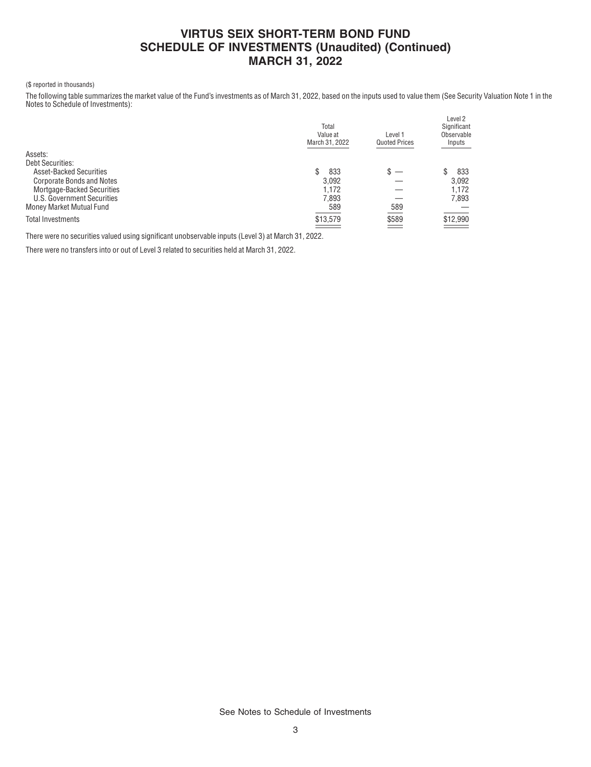# VIRTUS SEIX SHORT-TERM BOND FUND
## SCHEDULE OF INVESTMENTS (Unaudited) (Continued)
## MARCH 31, 2022

($ reported in thousands)

The following table summarizes the market value of the Fund's investments as of March 31, 2022, based on the inputs used to value them (See Security Valuation Note 1 in the Notes to Schedule of Investments):

| | Total Value at March 31, 2022 | Level 1 Quoted Prices | Level 2 Significant Observable Inputs |
|---|---|---|---|
| Assets: | | | |
| Debt Securities: | | | |
| Asset-Backed Securities | $ 833 | $ — | $ 833 |
| Corporate Bonds and Notes | 3,092 | — | 3,092 |
| Mortgage-Backed Securities | 1,172 | — | 1,172 |
| U.S. Government Securities | 7,893 | — | 7,893 |
| Money Market Mutual Fund | 589 | 589 | — |
| Total Investments | $13,579 | $589 | $12,990 |

There were no securities valued using significant unobservable inputs (Level 3) at March 31, 2022.

There were no transfers into or out of Level 3 related to securities held at March 31, 2022.

See Notes to Schedule of Investments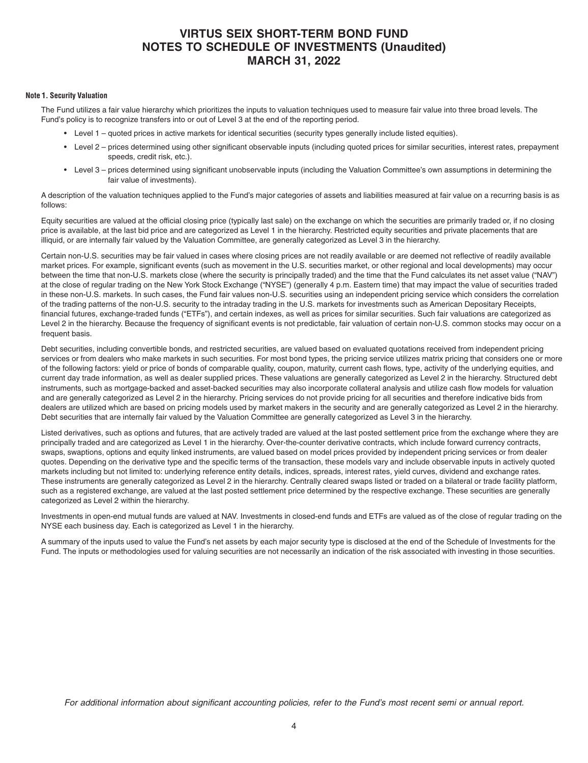# VIRTUS SEIX SHORT-TERM BOND FUND
# NOTES TO SCHEDULE OF INVESTMENTS (Unaudited)
# MARCH 31, 2022

**Note 1. Security Valuation**

The Fund utilizes a fair value hierarchy which prioritizes the inputs to valuation techniques used to measure fair value into three broad levels. The Fund's policy is to recognize transfers into or out of Level 3 at the end of the reporting period.

- Level 1 – quoted prices in active markets for identical securities (security types generally include listed equities).
- Level 2 – prices determined using other significant observable inputs (including quoted prices for similar securities, interest rates, prepayment speeds, credit risk, etc.).
- Level 3 – prices determined using significant unobservable inputs (including the Valuation Committee's own assumptions in determining the fair value of investments).

A description of the valuation techniques applied to the Fund's major categories of assets and liabilities measured at fair value on a recurring basis is as follows:

Equity securities are valued at the official closing price (typically last sale) on the exchange on which the securities are primarily traded or, if no closing price is available, at the last bid price and are categorized as Level 1 in the hierarchy. Restricted equity securities and private placements that are illiquid, or are internally fair valued by the Valuation Committee, are generally categorized as Level 3 in the hierarchy.

Certain non-U.S. securities may be fair valued in cases where closing prices are not readily available or are deemed not reflective of readily available market prices. For example, significant events (such as movement in the U.S. securities market, or other regional and local developments) may occur between the time that non-U.S. markets close (where the security is principally traded) and the time that the Fund calculates its net asset value ("NAV") at the close of regular trading on the New York Stock Exchange ("NYSE") (generally 4 p.m. Eastern time) that may impact the value of securities traded in these non-U.S. markets. In such cases, the Fund fair values non-U.S. securities using an independent pricing service which considers the correlation of the trading patterns of the non-U.S. security to the intraday trading in the U.S. markets for investments such as American Depositary Receipts, financial futures, exchange-traded funds ("ETFs"), and certain indexes, as well as prices for similar securities. Such fair valuations are categorized as Level 2 in the hierarchy. Because the frequency of significant events is not predictable, fair valuation of certain non-U.S. common stocks may occur on a frequent basis.

Debt securities, including convertible bonds, and restricted securities, are valued based on evaluated quotations received from independent pricing services or from dealers who make markets in such securities. For most bond types, the pricing service utilizes matrix pricing that considers one or more of the following factors: yield or price of bonds of comparable quality, coupon, maturity, current cash flows, type, activity of the underlying equities, and current day trade information, as well as dealer supplied prices. These valuations are generally categorized as Level 2 in the hierarchy. Structured debt instruments, such as mortgage-backed and asset-backed securities may also incorporate collateral analysis and utilize cash flow models for valuation and are generally categorized as Level 2 in the hierarchy. Pricing services do not provide pricing for all securities and therefore indicative bids from dealers are utilized which are based on pricing models used by market makers in the security and are generally categorized as Level 2 in the hierarchy. Debt securities that are internally fair valued by the Valuation Committee are generally categorized as Level 3 in the hierarchy.

Listed derivatives, such as options and futures, that are actively traded are valued at the last posted settlement price from the exchange where they are principally traded and are categorized as Level 1 in the hierarchy. Over-the-counter derivative contracts, which include forward currency contracts, swaps, swaptions, options and equity linked instruments, are valued based on model prices provided by independent pricing services or from dealer quotes. Depending on the derivative type and the specific terms of the transaction, these models vary and include observable inputs in actively quoted markets including but not limited to: underlying reference entity details, indices, spreads, interest rates, yield curves, dividend and exchange rates. These instruments are generally categorized as Level 2 in the hierarchy. Centrally cleared swaps listed or traded on a bilateral or trade facility platform, such as a registered exchange, are valued at the last posted settlement price determined by the respective exchange. These securities are generally categorized as Level 2 within the hierarchy.

Investments in open-end mutual funds are valued at NAV. Investments in closed-end funds and ETFs are valued as of the close of regular trading on the NYSE each business day. Each is categorized as Level 1 in the hierarchy.

A summary of the inputs used to value the Fund's net assets by each major security type is disclosed at the end of the Schedule of Investments for the Fund. The inputs or methodologies used for valuing securities are not necessarily an indication of the risk associated with investing in those securities.

*For additional information about significant accounting policies, refer to the Fund's most recent semi or annual report.*